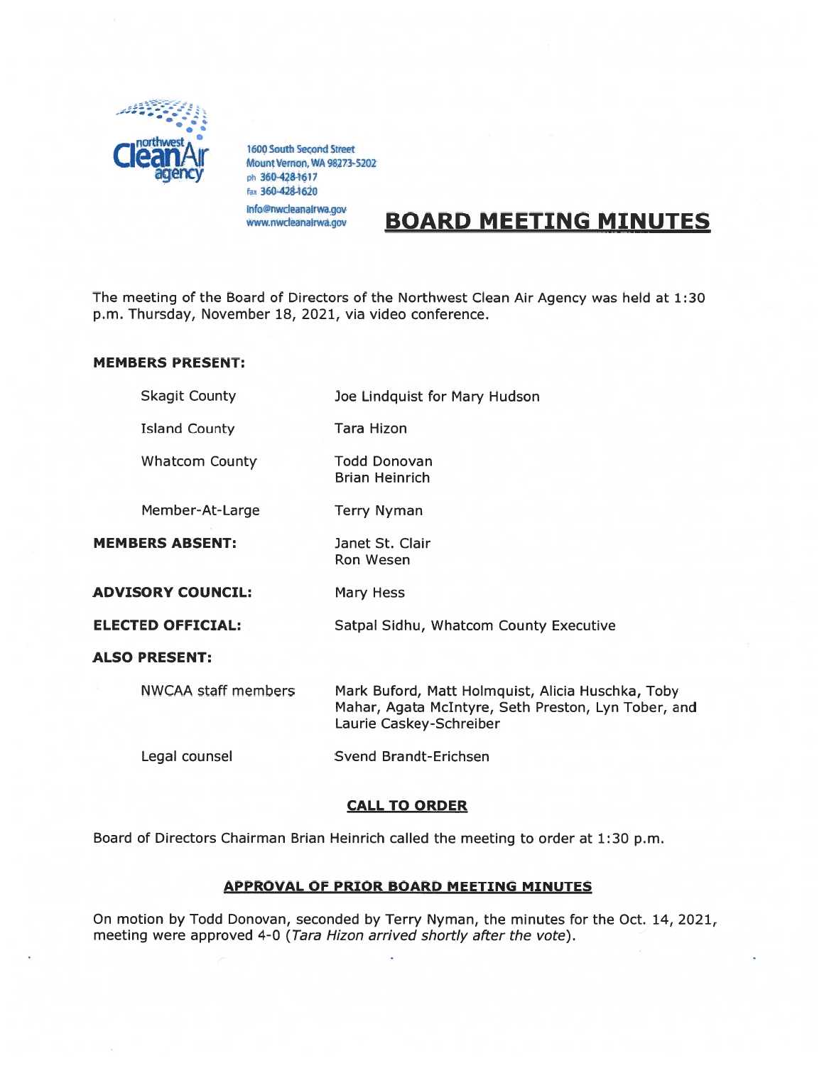northwest Clean Air agency

1600 South Second Street
Mount Vernon, WA 98273-5202
ph 360-428-1617
fax 360-428-1620
info@nwcleanairwa.gov
www.nwcleanairwa.gov

# BOARD MEETING MINUTES

The meeting of the Board of Directors of the Northwest Clean Air Agency was held at 1:30 p.m. Thursday, November 18, 2021, via video conference.

**MEMBERS PRESENT:**

| | |
|---|---|
| Skagit County | Joe Lindquist for Mary Hudson |
| Island County | Tara Hizon |
| Whatcom County | Todd Donovan<br>Brian Heinrich |
| Member-At-Large | Terry Nyman |

**MEMBERS ABSENT:** Janet St. Clair, Ron Wesen

**ADVISORY COUNCIL:** Mary Hess

**ELECTED OFFICIAL:** Satpal Sidhu, Whatcom County Executive

**ALSO PRESENT:**

| | |
|---|---|
| NWCAA staff members | Mark Buford, Matt Holmquist, Alicia Huschka, Toby Mahar, Agata McIntyre, Seth Preston, Lyn Tober, and Laurie Caskey-Schreiber |
| Legal counsel | Svend Brandt-Erichsen |

## CALL TO ORDER

Board of Directors Chairman Brian Heinrich called the meeting to order at 1:30 p.m.

## APPROVAL OF PRIOR BOARD MEETING MINUTES

On motion by Todd Donovan, seconded by Terry Nyman, the minutes for the Oct. 14, 2021, meeting were approved 4-0 (*Tara Hizon arrived shortly after the vote*).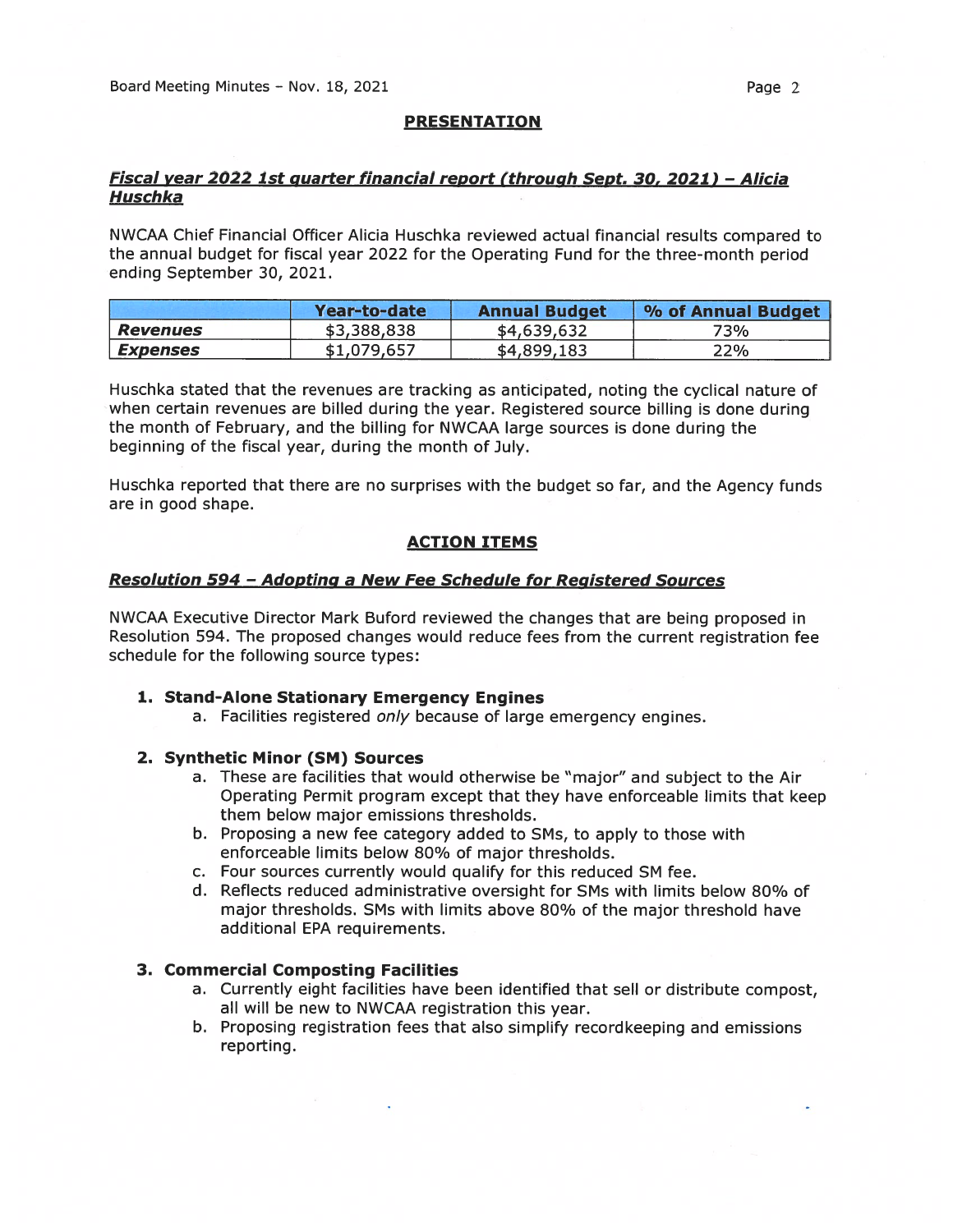## PRESENTATION

### ***Fiscal year 2022 1st quarter financial report (through Sept. 30, 2021) – Alicia Huschka***

NWCAA Chief Financial Officer Alicia Huschka reviewed actual financial results compared to the annual budget for fiscal year 2022 for the Operating Fund for the three-month period ending September 30, 2021.

| | Year-to-date | Annual Budget | % of Annual Budget |
|---|---|---|---|
| ***Revenues*** | $3,388,838 | $4,639,632 | 73% |
| ***Expenses*** | $1,079,657 | $4,899,183 | 22% |

Huschka stated that the revenues are tracking as anticipated, noting the cyclical nature of when certain revenues are billed during the year. Registered source billing is done during the month of February, and the billing for NWCAA large sources is done during the beginning of the fiscal year, during the month of July.

Huschka reported that there are no surprises with the budget so far, and the Agency funds are in good shape.

## ACTION ITEMS

### ***Resolution 594 – Adopting a New Fee Schedule for Registered Sources***

NWCAA Executive Director Mark Buford reviewed the changes that are being proposed in Resolution 594. The proposed changes would reduce fees from the current registration fee schedule for the following source types:

1. **Stand-Alone Stationary Emergency Engines**
   a. Facilities registered *only* because of large emergency engines.

2. **Synthetic Minor (SM) Sources**
   a. These are facilities that would otherwise be "major" and subject to the Air Operating Permit program except that they have enforceable limits that keep them below major emissions thresholds.
   b. Proposing a new fee category added to SMs, to apply to those with enforceable limits below 80% of major thresholds.
   c. Four sources currently would qualify for this reduced SM fee.
   d. Reflects reduced administrative oversight for SMs with limits below 80% of major thresholds. SMs with limits above 80% of the major threshold have additional EPA requirements.

3. **Commercial Composting Facilities**
   a. Currently eight facilities have been identified that sell or distribute compost, all will be new to NWCAA registration this year.
   b. Proposing registration fees that also simplify recordkeeping and emissions reporting.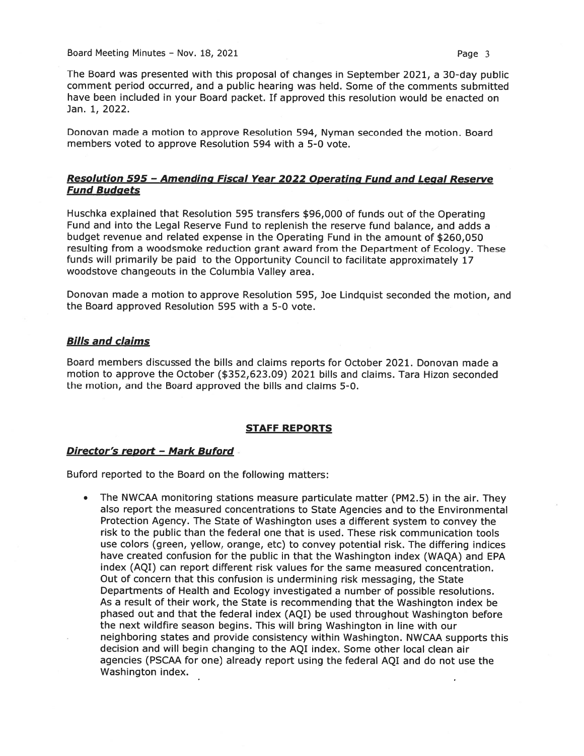The Board was presented with this proposal of changes in September 2021, a 30-day public comment period occurred, and a public hearing was held. Some of the comments submitted have been included in your Board packet. If approved this resolution would be enacted on Jan. 1, 2022.

Donovan made a motion to approve Resolution 594, Nyman seconded the motion. Board members voted to approve Resolution 594 with a 5-0 vote.

### ***Resolution 595 – Amending Fiscal Year 2022 Operating Fund and Legal Reserve Fund Budgets***

Huschka explained that Resolution 595 transfers $96,000 of funds out of the Operating Fund and into the Legal Reserve Fund to replenish the reserve fund balance, and adds a budget revenue and related expense in the Operating Fund in the amount of $260,050 resulting from a woodsmoke reduction grant award from the Department of Ecology. These funds will primarily be paid to the Opportunity Council to facilitate approximately 17 woodstove changeouts in the Columbia Valley area.

Donovan made a motion to approve Resolution 595, Joe Lindquist seconded the motion, and the Board approved Resolution 595 with a 5-0 vote.

### ***Bills and claims***

Board members discussed the bills and claims reports for October 2021. Donovan made a motion to approve the October ($352,623.09) 2021 bills and claims. Tara Hizon seconded the motion, and the Board approved the bills and claims 5-0.

## **STAFF REPORTS**

### ***Director's report – Mark Buford***

Buford reported to the Board on the following matters:

- The NWCAA monitoring stations measure particulate matter (PM2.5) in the air. They also report the measured concentrations to State Agencies and to the Environmental Protection Agency. The State of Washington uses a different system to convey the risk to the public than the federal one that is used. These risk communication tools use colors (green, yellow, orange, etc) to convey potential risk. The differing indices have created confusion for the public in that the Washington index (WAQA) and EPA index (AQI) can report different risk values for the same measured concentration. Out of concern that this confusion is undermining risk messaging, the State Departments of Health and Ecology investigated a number of possible resolutions. As a result of their work, the State is recommending that the Washington index be phased out and that the federal index (AQI) be used throughout Washington before the next wildfire season begins. This will bring Washington in line with our neighboring states and provide consistency within Washington. NWCAA supports this decision and will begin changing to the AQI index. Some other local clean air agencies (PSCAA for one) already report using the federal AQI and do not use the Washington index.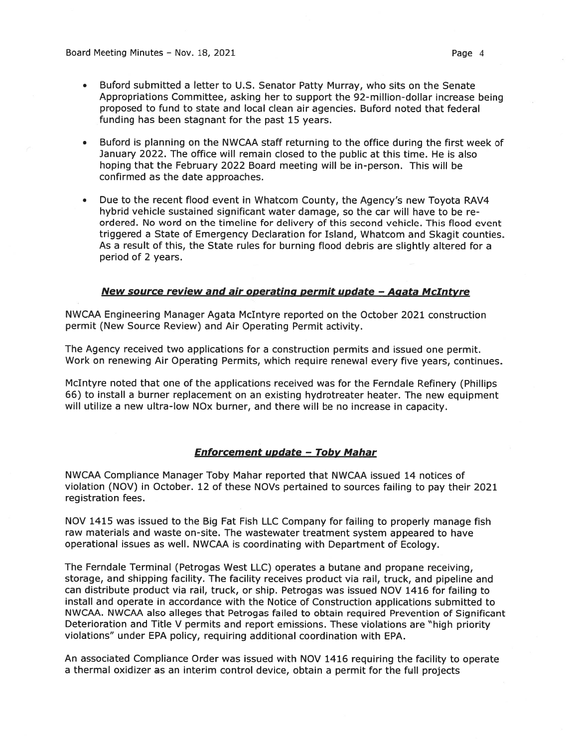- Buford submitted a letter to U.S. Senator Patty Murray, who sits on the Senate Appropriations Committee, asking her to support the 92-million-dollar increase being proposed to fund to state and local clean air agencies. Buford noted that federal funding has been stagnant for the past 15 years.

- Buford is planning on the NWCAA staff returning to the office during the first week of January 2022. The office will remain closed to the public at this time. He is also hoping that the February 2022 Board meeting will be in-person. This will be confirmed as the date approaches.

- Due to the recent flood event in Whatcom County, the Agency's new Toyota RAV4 hybrid vehicle sustained significant water damage, so the car will have to be re-ordered. No word on the timeline for delivery of this second vehicle. This flood event triggered a State of Emergency Declaration for Island, Whatcom and Skagit counties. As a result of this, the State rules for burning flood debris are slightly altered for a period of 2 years.

### ***New source review and air operating permit update – Agata McIntyre***

NWCAA Engineering Manager Agata McIntyre reported on the October 2021 construction permit (New Source Review) and Air Operating Permit activity.

The Agency received two applications for a construction permits and issued one permit. Work on renewing Air Operating Permits, which require renewal every five years, continues.

McIntyre noted that one of the applications received was for the Ferndale Refinery (Phillips 66) to install a burner replacement on an existing hydrotreater heater. The new equipment will utilize a new ultra-low NOx burner, and there will be no increase in capacity.

### ***Enforcement update – Toby Mahar***

NWCAA Compliance Manager Toby Mahar reported that NWCAA issued 14 notices of violation (NOV) in October. 12 of these NOVs pertained to sources failing to pay their 2021 registration fees.

NOV 1415 was issued to the Big Fat Fish LLC Company for failing to properly manage fish raw materials and waste on-site. The wastewater treatment system appeared to have operational issues as well. NWCAA is coordinating with Department of Ecology.

The Ferndale Terminal (Petrogas West LLC) operates a butane and propane receiving, storage, and shipping facility. The facility receives product via rail, truck, and pipeline and can distribute product via rail, truck, or ship. Petrogas was issued NOV 1416 for failing to install and operate in accordance with the Notice of Construction applications submitted to NWCAA. NWCAA also alleges that Petrogas failed to obtain required Prevention of Significant Deterioration and Title V permits and report emissions. These violations are "high priority violations" under EPA policy, requiring additional coordination with EPA.

An associated Compliance Order was issued with NOV 1416 requiring the facility to operate a thermal oxidizer as an interim control device, obtain a permit for the full projects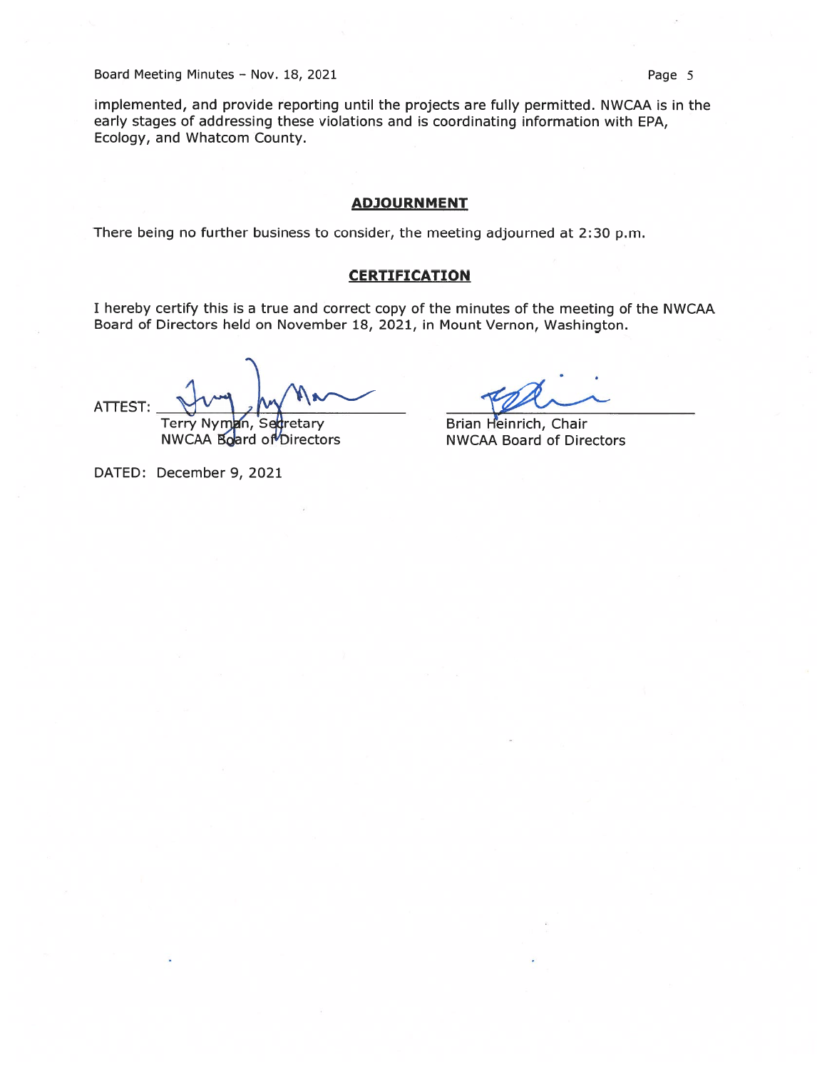implemented, and provide reporting until the projects are fully permitted. NWCAA is in the early stages of addressing these violations and is coordinating information with EPA, Ecology, and Whatcom County.

## ADJOURNMENT

There being no further business to consider, the meeting adjourned at 2:30 p.m.

## CERTIFICATION

I hereby certify this is a true and correct copy of the minutes of the meeting of the NWCAA Board of Directors held on November 18, 2021, in Mount Vernon, Washington.

ATTEST: ______________________________
Terry Nyman, Secretary
NWCAA Board of Directors

______________________________
Brian Heinrich, Chair
NWCAA Board of Directors

DATED: December 9, 2021